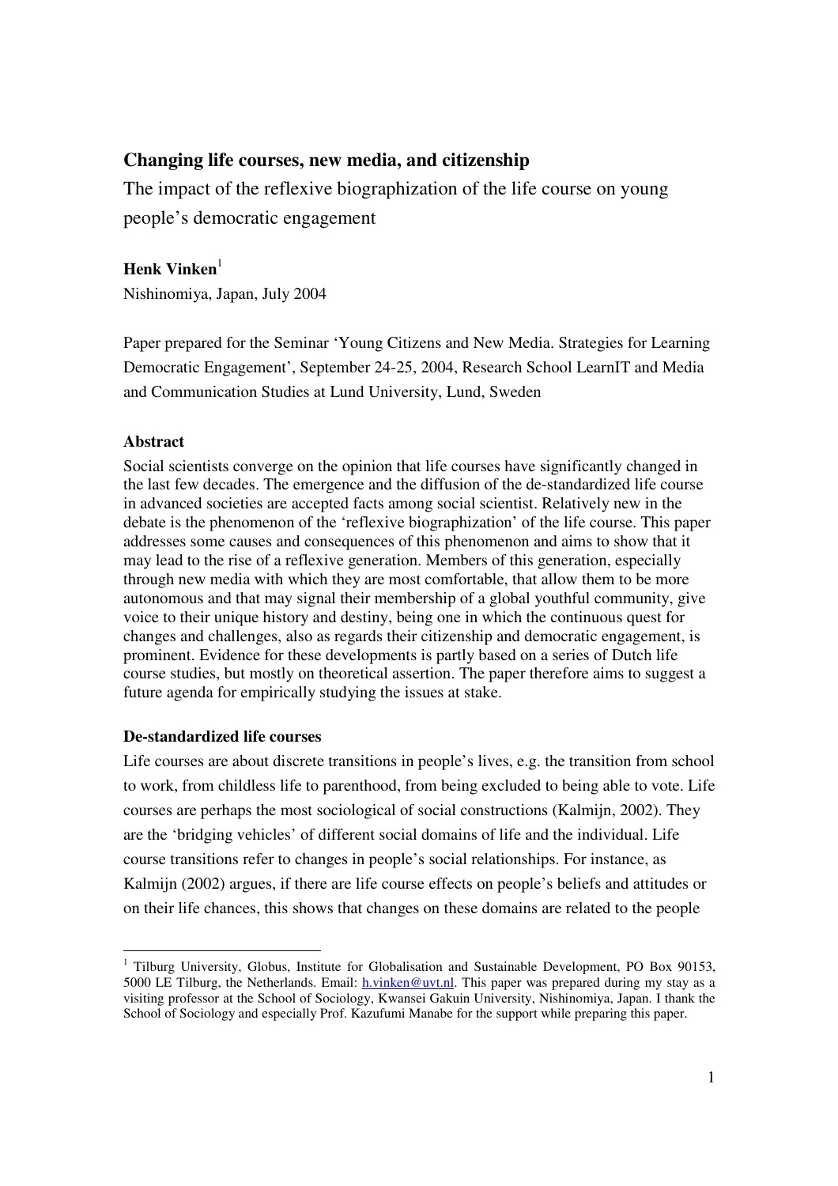# Changing life courses, new media, and citizenship

## The impact of the reflexive biographization of the life course on young people's democratic engagement

**Henk Vinken**[1]

Nishinomiya, Japan, July 2004

Paper prepared for the Seminar 'Young Citizens and New Media. Strategies for Learning Democratic Engagement', September 24-25, 2004, Research School LearnIT and Media and Communication Studies at Lund University, Lund, Sweden

### Abstract

Social scientists converge on the opinion that life courses have significantly changed in the last few decades. The emergence and the diffusion of the de-standardized life course in advanced societies are accepted facts among social scientist. Relatively new in the debate is the phenomenon of the 'reflexive biographization' of the life course. This paper addresses some causes and consequences of this phenomenon and aims to show that it may lead to the rise of a reflexive generation. Members of this generation, especially through new media with which they are most comfortable, that allow them to be more autonomous and that may signal their membership of a global youthful community, give voice to their unique history and destiny, being one in which the continuous quest for changes and challenges, also as regards their citizenship and democratic engagement, is prominent. Evidence for these developments is partly based on a series of Dutch life course studies, but mostly on theoretical assertion. The paper therefore aims to suggest a future agenda for empirically studying the issues at stake.

### De-standardized life courses

Life courses are about discrete transitions in people's lives, e.g. the transition from school to work, from childless life to parenthood, from being excluded to being able to vote. Life courses are perhaps the most sociological of social constructions (Kalmijn, 2002). They are the 'bridging vehicles' of different social domains of life and the individual. Life course transitions refer to changes in people's social relationships. For instance, as Kalmijn (2002) argues, if there are life course effects on people's beliefs and attitudes or on their life chances, this shows that changes on these domains are related to the people

[1] Tilburg University, Globus, Institute for Globalisation and Sustainable Development, PO Box 90153, 5000 LE Tilburg, the Netherlands. Email: h.vinken@uvt.nl. This paper was prepared during my stay as a visiting professor at the School of Sociology, Kwansei Gakuin University, Nishinomiya, Japan. I thank the School of Sociology and especially Prof. Kazufumi Manabe for the support while preparing this paper.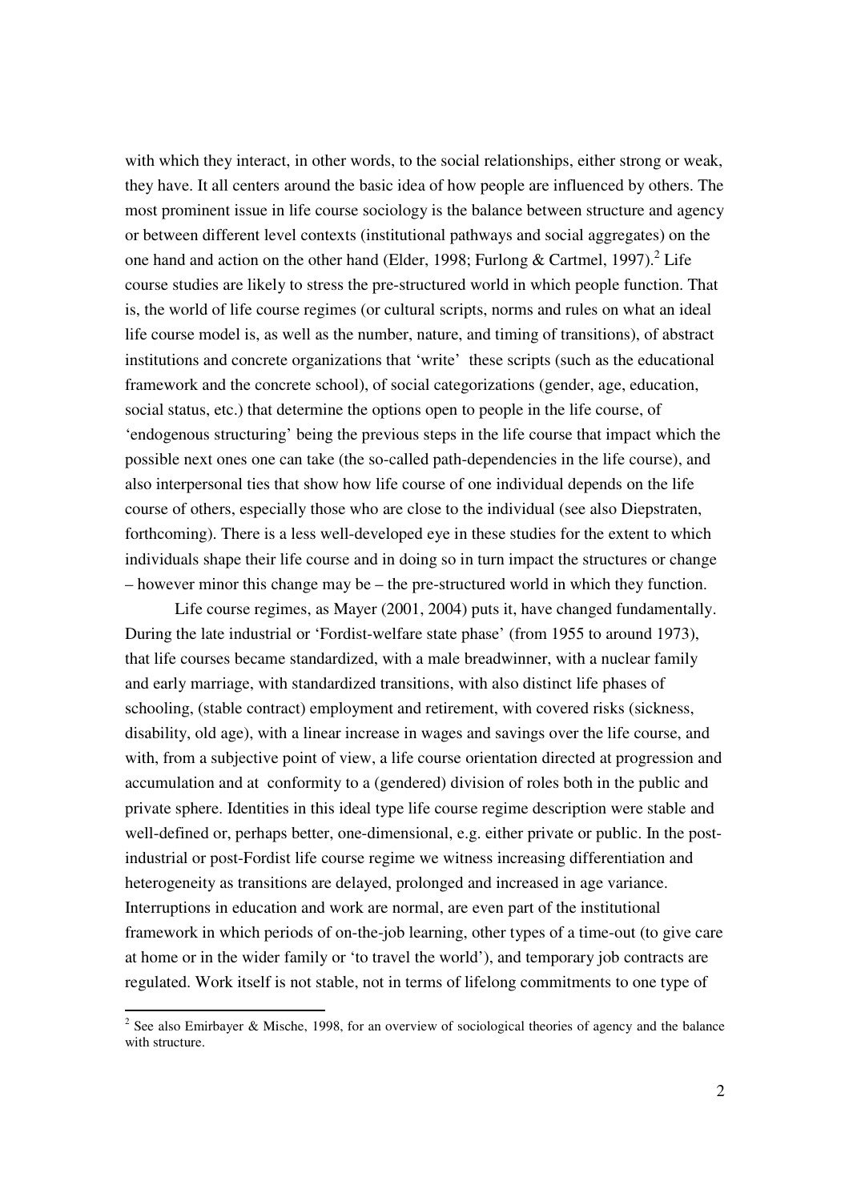with which they interact, in other words, to the social relationships, either strong or weak, they have. It all centers around the basic idea of how people are influenced by others. The most prominent issue in life course sociology is the balance between structure and agency or between different level contexts (institutional pathways and social aggregates) on the one hand and action on the other hand (Elder, 1998; Furlong & Cartmel, 1997).[2] Life course studies are likely to stress the pre-structured world in which people function. That is, the world of life course regimes (or cultural scripts, norms and rules on what an ideal life course model is, as well as the number, nature, and timing of transitions), of abstract institutions and concrete organizations that 'write' these scripts (such as the educational framework and the concrete school), of social categorizations (gender, age, education, social status, etc.) that determine the options open to people in the life course, of 'endogenous structuring' being the previous steps in the life course that impact which the possible next ones one can take (the so-called path-dependencies in the life course), and also interpersonal ties that show how life course of one individual depends on the life course of others, especially those who are close to the individual (see also Diepstraten, forthcoming). There is a less well-developed eye in these studies for the extent to which individuals shape their life course and in doing so in turn impact the structures or change – however minor this change may be – the pre-structured world in which they function.

Life course regimes, as Mayer (2001, 2004) puts it, have changed fundamentally. During the late industrial or 'Fordist-welfare state phase' (from 1955 to around 1973), that life courses became standardized, with a male breadwinner, with a nuclear family and early marriage, with standardized transitions, with also distinct life phases of schooling, (stable contract) employment and retirement, with covered risks (sickness, disability, old age), with a linear increase in wages and savings over the life course, and with, from a subjective point of view, a life course orientation directed at progression and accumulation and at conformity to a (gendered) division of roles both in the public and private sphere. Identities in this ideal type life course regime description were stable and well-defined or, perhaps better, one-dimensional, e.g. either private or public. In the post-industrial or post-Fordist life course regime we witness increasing differentiation and heterogeneity as transitions are delayed, prolonged and increased in age variance. Interruptions in education and work are normal, are even part of the institutional framework in which periods of on-the-job learning, other types of a time-out (to give care at home or in the wider family or 'to travel the world'), and temporary job contracts are regulated. Work itself is not stable, not in terms of lifelong commitments to one type of

[2] See also Emirbayer & Mische, 1998, for an overview of sociological theories of agency and the balance with structure.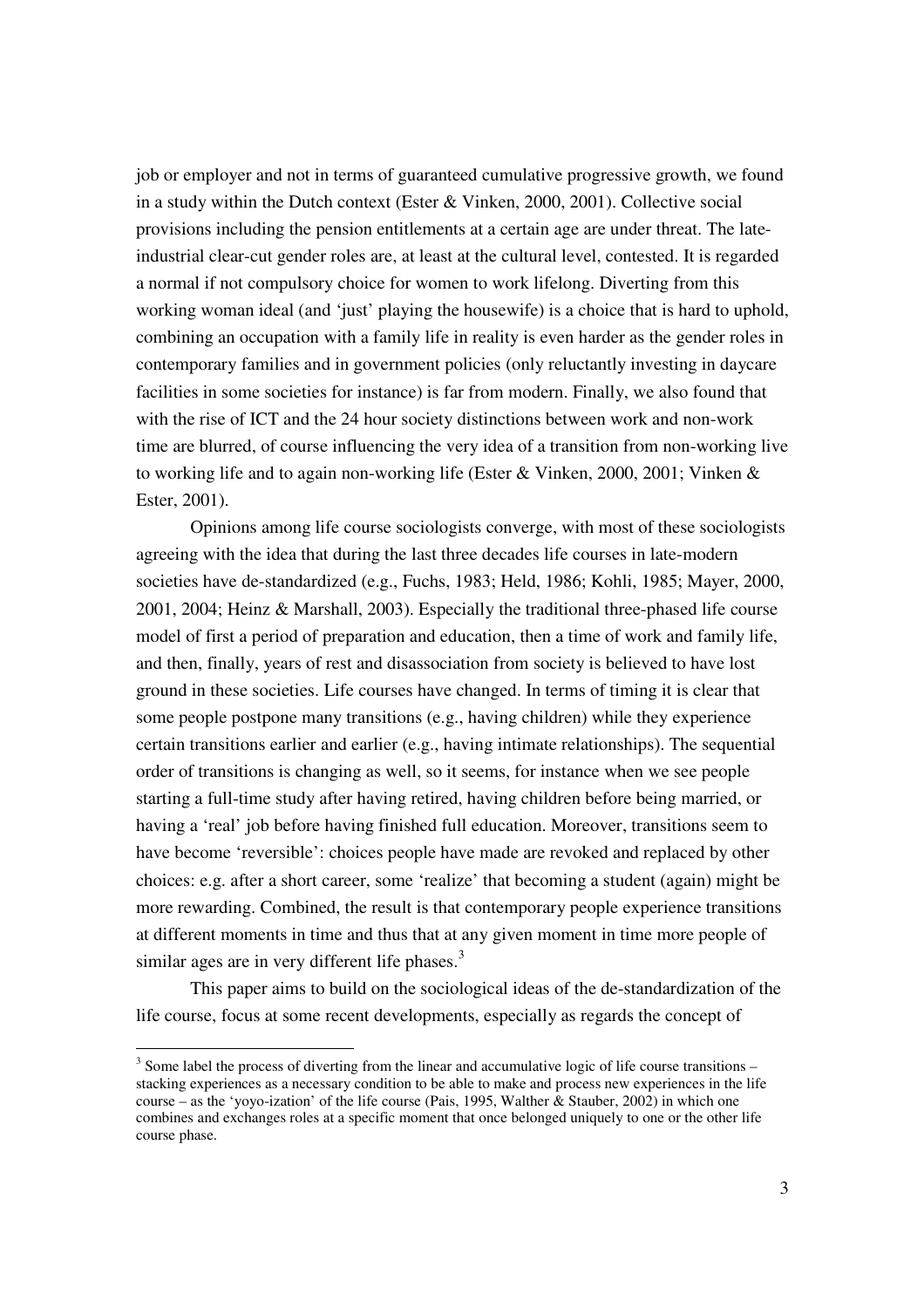job or employer and not in terms of guaranteed cumulative progressive growth, we found in a study within the Dutch context (Ester & Vinken, 2000, 2001). Collective social provisions including the pension entitlements at a certain age are under threat. The late-industrial clear-cut gender roles are, at least at the cultural level, contested. It is regarded a normal if not compulsory choice for women to work lifelong. Diverting from this working woman ideal (and 'just' playing the housewife) is a choice that is hard to uphold, combining an occupation with a family life in reality is even harder as the gender roles in contemporary families and in government policies (only reluctantly investing in daycare facilities in some societies for instance) is far from modern. Finally, we also found that with the rise of ICT and the 24 hour society distinctions between work and non-work time are blurred, of course influencing the very idea of a transition from non-working live to working life and to again non-working life (Ester & Vinken, 2000, 2001; Vinken & Ester, 2001).

Opinions among life course sociologists converge, with most of these sociologists agreeing with the idea that during the last three decades life courses in late-modern societies have de-standardized (e.g., Fuchs, 1983; Held, 1986; Kohli, 1985; Mayer, 2000, 2001, 2004; Heinz & Marshall, 2003). Especially the traditional three-phased life course model of first a period of preparation and education, then a time of work and family life, and then, finally, years of rest and disassociation from society is believed to have lost ground in these societies. Life courses have changed. In terms of timing it is clear that some people postpone many transitions (e.g., having children) while they experience certain transitions earlier and earlier (e.g., having intimate relationships). The sequential order of transitions is changing as well, so it seems, for instance when we see people starting a full-time study after having retired, having children before being married, or having a 'real' job before having finished full education. Moreover, transitions seem to have become 'reversible': choices people have made are revoked and replaced by other choices: e.g. after a short career, some 'realize' that becoming a student (again) might be more rewarding. Combined, the result is that contemporary people experience transitions at different moments in time and thus that at any given moment in time more people of similar ages are in very different life phases.[3]

This paper aims to build on the sociological ideas of the de-standardization of the life course, focus at some recent developments, especially as regards the concept of

[3] Some label the process of diverting from the linear and accumulative logic of life course transitions – stacking experiences as a necessary condition to be able to make and process new experiences in the life course – as the 'yoyo-ization' of the life course (Pais, 1995, Walther & Stauber, 2002) in which one combines and exchanges roles at a specific moment that once belonged uniquely to one or the other life course phase.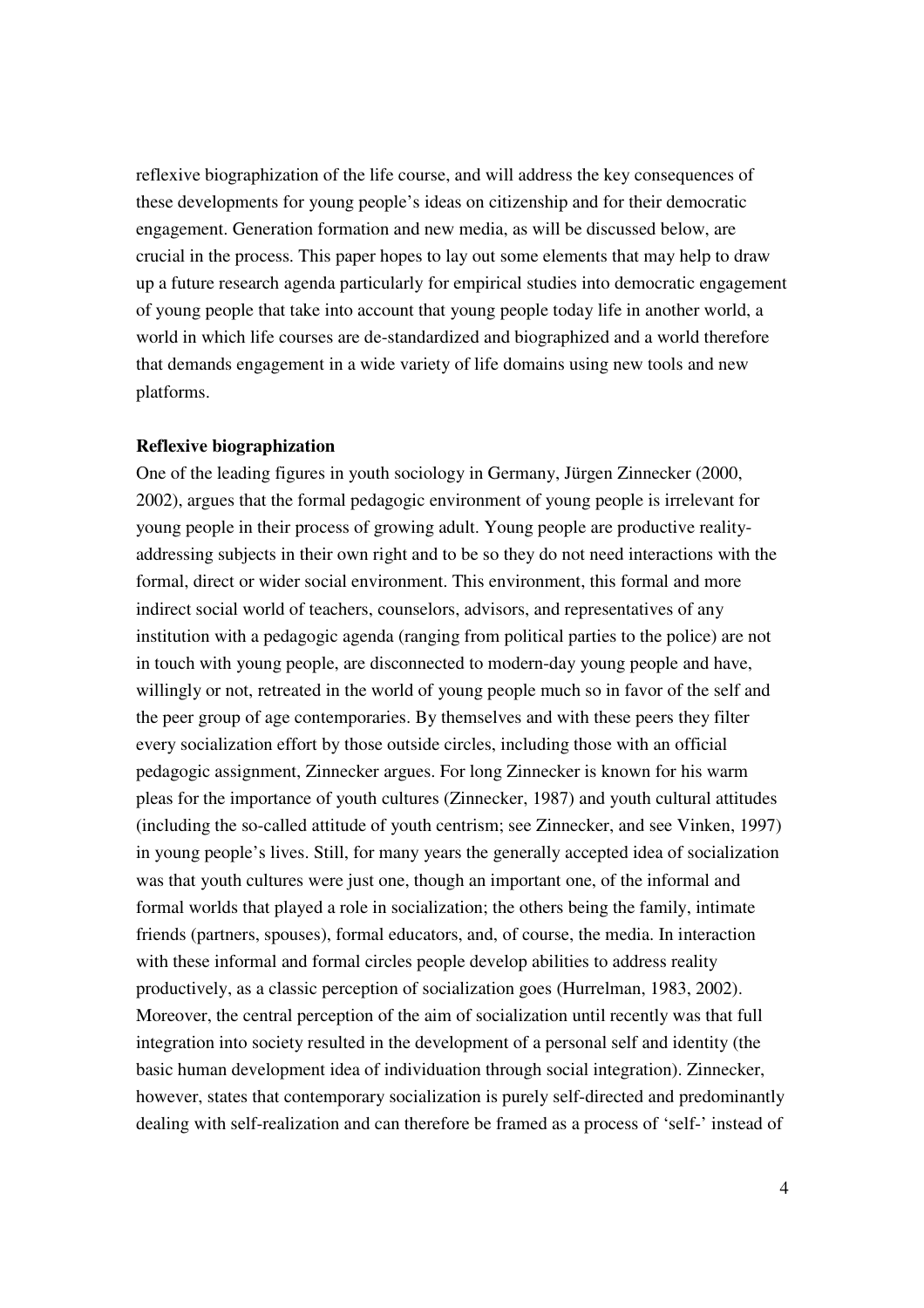reflexive biographization of the life course, and will address the key consequences of these developments for young people's ideas on citizenship and for their democratic engagement. Generation formation and new media, as will be discussed below, are crucial in the process. This paper hopes to lay out some elements that may help to draw up a future research agenda particularly for empirical studies into democratic engagement of young people that take into account that young people today life in another world, a world in which life courses are de-standardized and biographized and a world therefore that demands engagement in a wide variety of life domains using new tools and new platforms.

**Reflexive biographization**

One of the leading figures in youth sociology in Germany, Jürgen Zinnecker (2000, 2002), argues that the formal pedagogic environment of young people is irrelevant for young people in their process of growing adult. Young people are productive reality-addressing subjects in their own right and to be so they do not need interactions with the formal, direct or wider social environment. This environment, this formal and more indirect social world of teachers, counselors, advisors, and representatives of any institution with a pedagogic agenda (ranging from political parties to the police) are not in touch with young people, are disconnected to modern-day young people and have, willingly or not, retreated in the world of young people much so in favor of the self and the peer group of age contemporaries. By themselves and with these peers they filter every socialization effort by those outside circles, including those with an official pedagogic assignment, Zinnecker argues. For long Zinnecker is known for his warm pleas for the importance of youth cultures (Zinnecker, 1987) and youth cultural attitudes (including the so-called attitude of youth centrism; see Zinnecker, and see Vinken, 1997) in young people's lives. Still, for many years the generally accepted idea of socialization was that youth cultures were just one, though an important one, of the informal and formal worlds that played a role in socialization; the others being the family, intimate friends (partners, spouses), formal educators, and, of course, the media. In interaction with these informal and formal circles people develop abilities to address reality productively, as a classic perception of socialization goes (Hurrelman, 1983, 2002). Moreover, the central perception of the aim of socialization until recently was that full integration into society resulted in the development of a personal self and identity (the basic human development idea of individuation through social integration). Zinnecker, however, states that contemporary socialization is purely self-directed and predominantly dealing with self-realization and can therefore be framed as a process of 'self-' instead of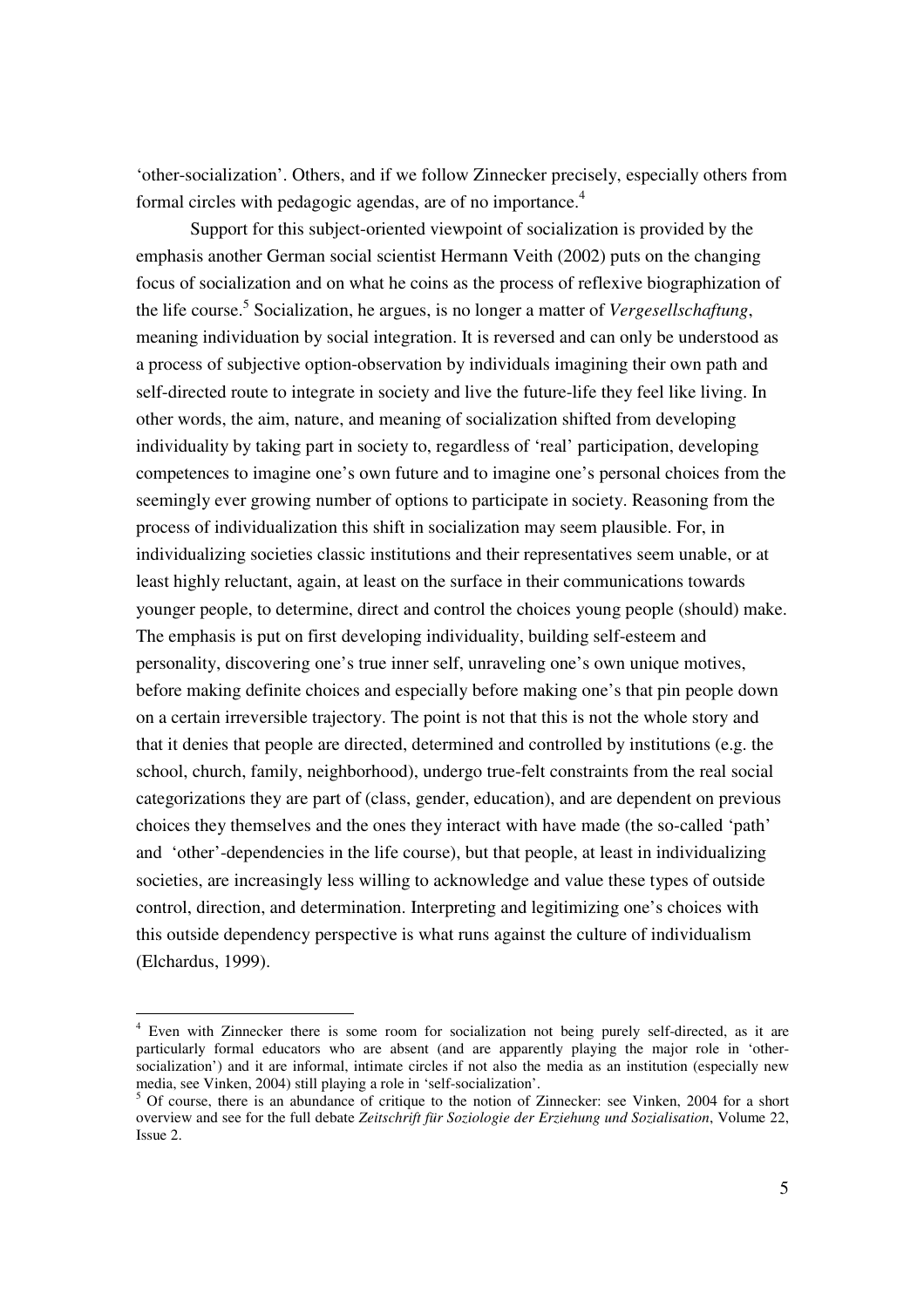'other-socialization'. Others, and if we follow Zinnecker precisely, especially others from formal circles with pedagogic agendas, are of no importance.[4]

Support for this subject-oriented viewpoint of socialization is provided by the emphasis another German social scientist Hermann Veith (2002) puts on the changing focus of socialization and on what he coins as the process of reflexive biographization of the life course.[5] Socialization, he argues, is no longer a matter of *Vergesellschaftung*, meaning individuation by social integration. It is reversed and can only be understood as a process of subjective option-observation by individuals imagining their own path and self-directed route to integrate in society and live the future-life they feel like living. In other words, the aim, nature, and meaning of socialization shifted from developing individuality by taking part in society to, regardless of 'real' participation, developing competences to imagine one's own future and to imagine one's personal choices from the seemingly ever growing number of options to participate in society. Reasoning from the process of individualization this shift in socialization may seem plausible. For, in individualizing societies classic institutions and their representatives seem unable, or at least highly reluctant, again, at least on the surface in their communications towards younger people, to determine, direct and control the choices young people (should) make. The emphasis is put on first developing individuality, building self-esteem and personality, discovering one's true inner self, unraveling one's own unique motives, before making definite choices and especially before making one's that pin people down on a certain irreversible trajectory. The point is not that this is not the whole story and that it denies that people are directed, determined and controlled by institutions (e.g. the school, church, family, neighborhood), undergo true-felt constraints from the real social categorizations they are part of (class, gender, education), and are dependent on previous choices they themselves and the ones they interact with have made (the so-called 'path' and 'other'-dependencies in the life course), but that people, at least in individualizing societies, are increasingly less willing to acknowledge and value these types of outside control, direction, and determination. Interpreting and legitimizing one's choices with this outside dependency perspective is what runs against the culture of individualism (Elchardus, 1999).

---

[4] Even with Zinnecker there is some room for socialization not being purely self-directed, as it are particularly formal educators who are absent (and are apparently playing the major role in 'other-socialization') and it are informal, intimate circles if not also the media as an institution (especially new media, see Vinken, 2004) still playing a role in 'self-socialization'.

[5] Of course, there is an abundance of critique to the notion of Zinnecker: see Vinken, 2004 for a short overview and see for the full debate *Zeitschrift für Soziologie der Erziehung und Sozialisation*, Volume 22, Issue 2.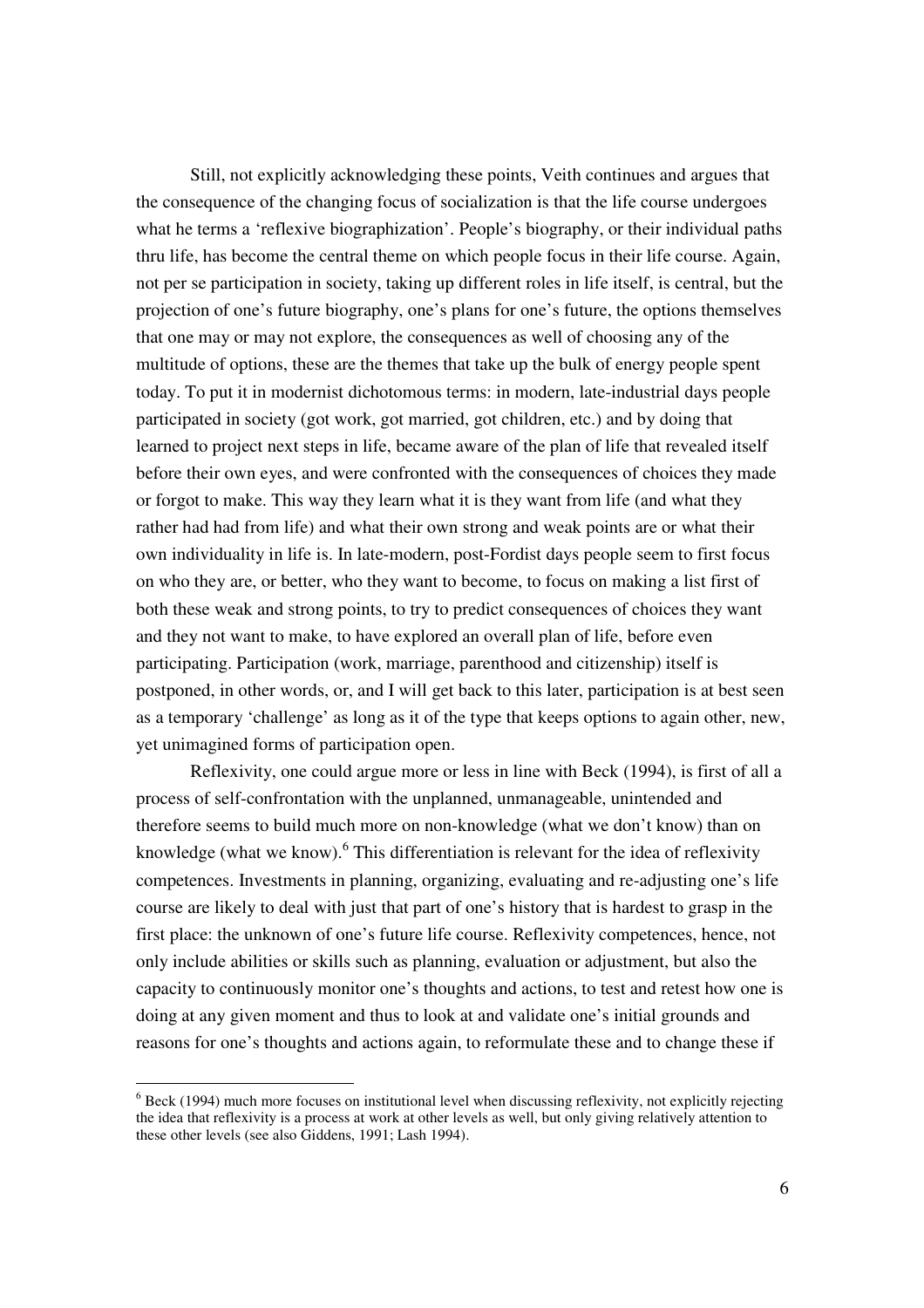Still, not explicitly acknowledging these points, Veith continues and argues that the consequence of the changing focus of socialization is that the life course undergoes what he terms a 'reflexive biographization'. People's biography, or their individual paths thru life, has become the central theme on which people focus in their life course. Again, not per se participation in society, taking up different roles in life itself, is central, but the projection of one's future biography, one's plans for one's future, the options themselves that one may or may not explore, the consequences as well of choosing any of the multitude of options, these are the themes that take up the bulk of energy people spent today. To put it in modernist dichotomous terms: in modern, late-industrial days people participated in society (got work, got married, got children, etc.) and by doing that learned to project next steps in life, became aware of the plan of life that revealed itself before their own eyes, and were confronted with the consequences of choices they made or forgot to make. This way they learn what it is they want from life (and what they rather had had from life) and what their own strong and weak points are or what their own individuality in life is. In late-modern, post-Fordist days people seem to first focus on who they are, or better, who they want to become, to focus on making a list first of both these weak and strong points, to try to predict consequences of choices they want and they not want to make, to have explored an overall plan of life, before even participating. Participation (work, marriage, parenthood and citizenship) itself is postponed, in other words, or, and I will get back to this later, participation is at best seen as a temporary 'challenge' as long as it of the type that keeps options to again other, new, yet unimagined forms of participation open.

Reflexivity, one could argue more or less in line with Beck (1994), is first of all a process of self-confrontation with the unplanned, unmanageable, unintended and therefore seems to build much more on non-knowledge (what we don't know) than on knowledge (what we know).[6] This differentiation is relevant for the idea of reflexivity competences. Investments in planning, organizing, evaluating and re-adjusting one's life course are likely to deal with just that part of one's history that is hardest to grasp in the first place: the unknown of one's future life course. Reflexivity competences, hence, not only include abilities or skills such as planning, evaluation or adjustment, but also the capacity to continuously monitor one's thoughts and actions, to test and retest how one is doing at any given moment and thus to look at and validate one's initial grounds and reasons for one's thoughts and actions again, to reformulate these and to change these if

---

[6] Beck (1994) much more focuses on institutional level when discussing reflexivity, not explicitly rejecting the idea that reflexivity is a process at work at other levels as well, but only giving relatively attention to these other levels (see also Giddens, 1991; Lash 1994).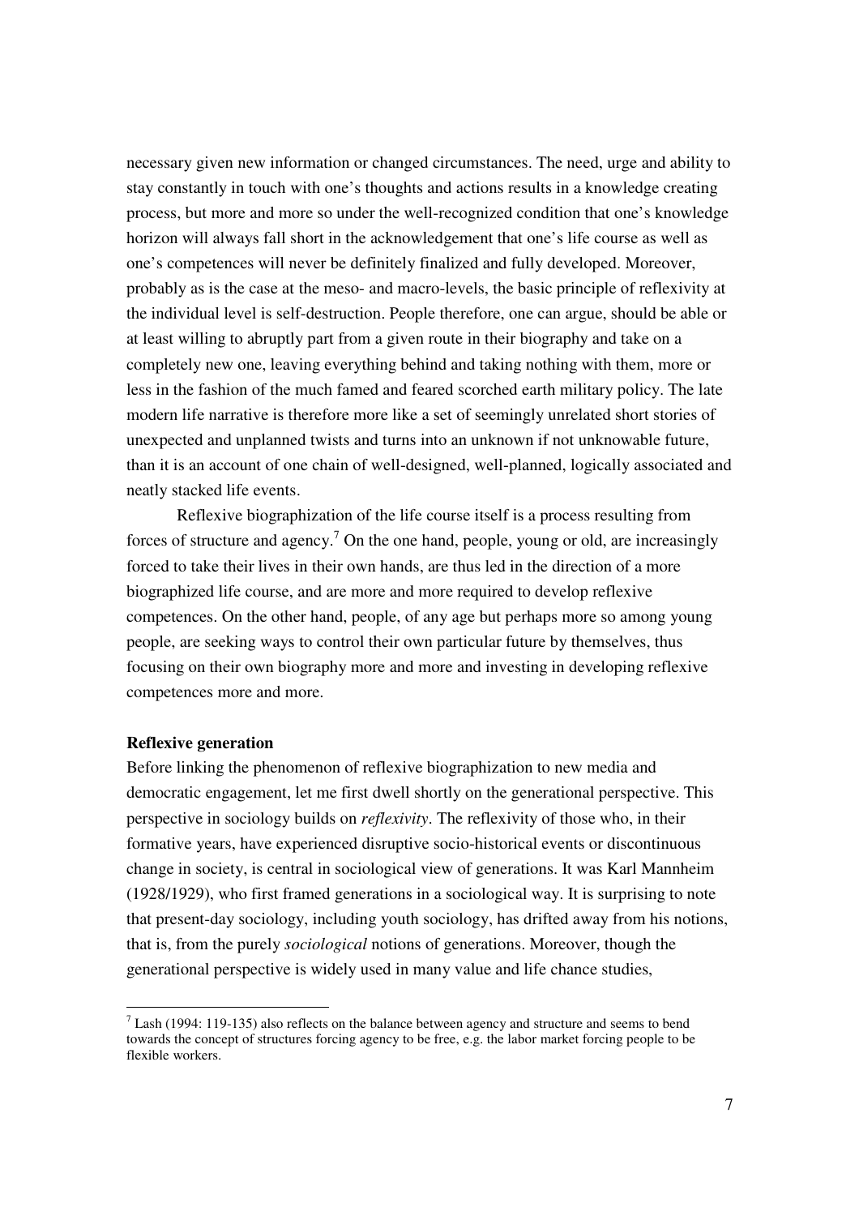necessary given new information or changed circumstances. The need, urge and ability to stay constantly in touch with one's thoughts and actions results in a knowledge creating process, but more and more so under the well-recognized condition that one's knowledge horizon will always fall short in the acknowledgement that one's life course as well as one's competences will never be definitely finalized and fully developed. Moreover, probably as is the case at the meso- and macro-levels, the basic principle of reflexivity at the individual level is self-destruction. People therefore, one can argue, should be able or at least willing to abruptly part from a given route in their biography and take on a completely new one, leaving everything behind and taking nothing with them, more or less in the fashion of the much famed and feared scorched earth military policy. The late modern life narrative is therefore more like a set of seemingly unrelated short stories of unexpected and unplanned twists and turns into an unknown if not unknowable future, than it is an account of one chain of well-designed, well-planned, logically associated and neatly stacked life events.

Reflexive biographization of the life course itself is a process resulting from forces of structure and agency.[7] On the one hand, people, young or old, are increasingly forced to take their lives in their own hands, are thus led in the direction of a more biographized life course, and are more and more required to develop reflexive competences. On the other hand, people, of any age but perhaps more so among young people, are seeking ways to control their own particular future by themselves, thus focusing on their own biography more and more and investing in developing reflexive competences more and more.

**Reflexive generation**

Before linking the phenomenon of reflexive biographization to new media and democratic engagement, let me first dwell shortly on the generational perspective. This perspective in sociology builds on *reflexivity*. The reflexivity of those who, in their formative years, have experienced disruptive socio-historical events or discontinuous change in society, is central in sociological view of generations. It was Karl Mannheim (1928/1929), who first framed generations in a sociological way. It is surprising to note that present-day sociology, including youth sociology, has drifted away from his notions, that is, from the purely *sociological* notions of generations. Moreover, though the generational perspective is widely used in many value and life chance studies,

[7] Lash (1994: 119-135) also reflects on the balance between agency and structure and seems to bend towards the concept of structures forcing agency to be free, e.g. the labor market forcing people to be flexible workers.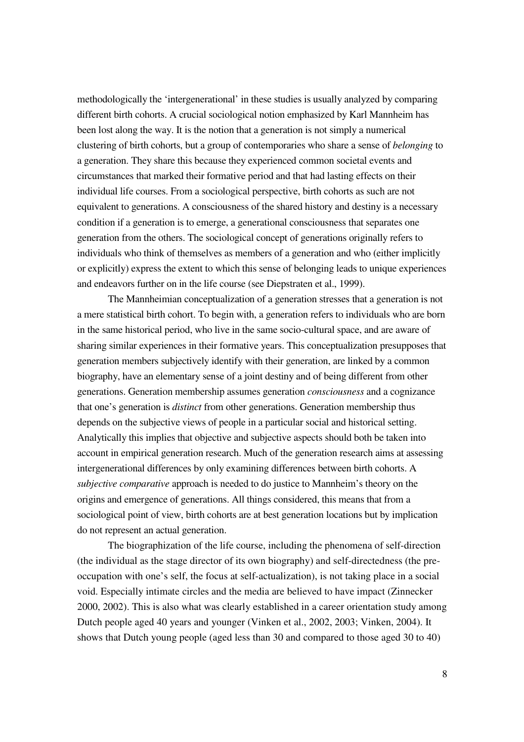methodologically the 'intergenerational' in these studies is usually analyzed by comparing different birth cohorts. A crucial sociological notion emphasized by Karl Mannheim has been lost along the way. It is the notion that a generation is not simply a numerical clustering of birth cohorts, but a group of contemporaries who share a sense of *belonging* to a generation. They share this because they experienced common societal events and circumstances that marked their formative period and that had lasting effects on their individual life courses. From a sociological perspective, birth cohorts as such are not equivalent to generations. A consciousness of the shared history and destiny is a necessary condition if a generation is to emerge, a generational consciousness that separates one generation from the others. The sociological concept of generations originally refers to individuals who think of themselves as members of a generation and who (either implicitly or explicitly) express the extent to which this sense of belonging leads to unique experiences and endeavors further on in the life course (see Diepstraten et al., 1999).

The Mannheimian conceptualization of a generation stresses that a generation is not a mere statistical birth cohort. To begin with, a generation refers to individuals who are born in the same historical period, who live in the same socio-cultural space, and are aware of sharing similar experiences in their formative years. This conceptualization presupposes that generation members subjectively identify with their generation, are linked by a common biography, have an elementary sense of a joint destiny and of being different from other generations. Generation membership assumes generation *consciousness* and a cognizance that one's generation is *distinct* from other generations. Generation membership thus depends on the subjective views of people in a particular social and historical setting. Analytically this implies that objective and subjective aspects should both be taken into account in empirical generation research. Much of the generation research aims at assessing intergenerational differences by only examining differences between birth cohorts. A *subjective comparative* approach is needed to do justice to Mannheim's theory on the origins and emergence of generations. All things considered, this means that from a sociological point of view, birth cohorts are at best generation locations but by implication do not represent an actual generation.

The biographization of the life course, including the phenomena of self-direction (the individual as the stage director of its own biography) and self-directedness (the pre-occupation with one's self, the focus at self-actualization), is not taking place in a social void. Especially intimate circles and the media are believed to have impact (Zinnecker 2000, 2002). This is also what was clearly established in a career orientation study among Dutch people aged 40 years and younger (Vinken et al., 2002, 2003; Vinken, 2004). It shows that Dutch young people (aged less than 30 and compared to those aged 30 to 40)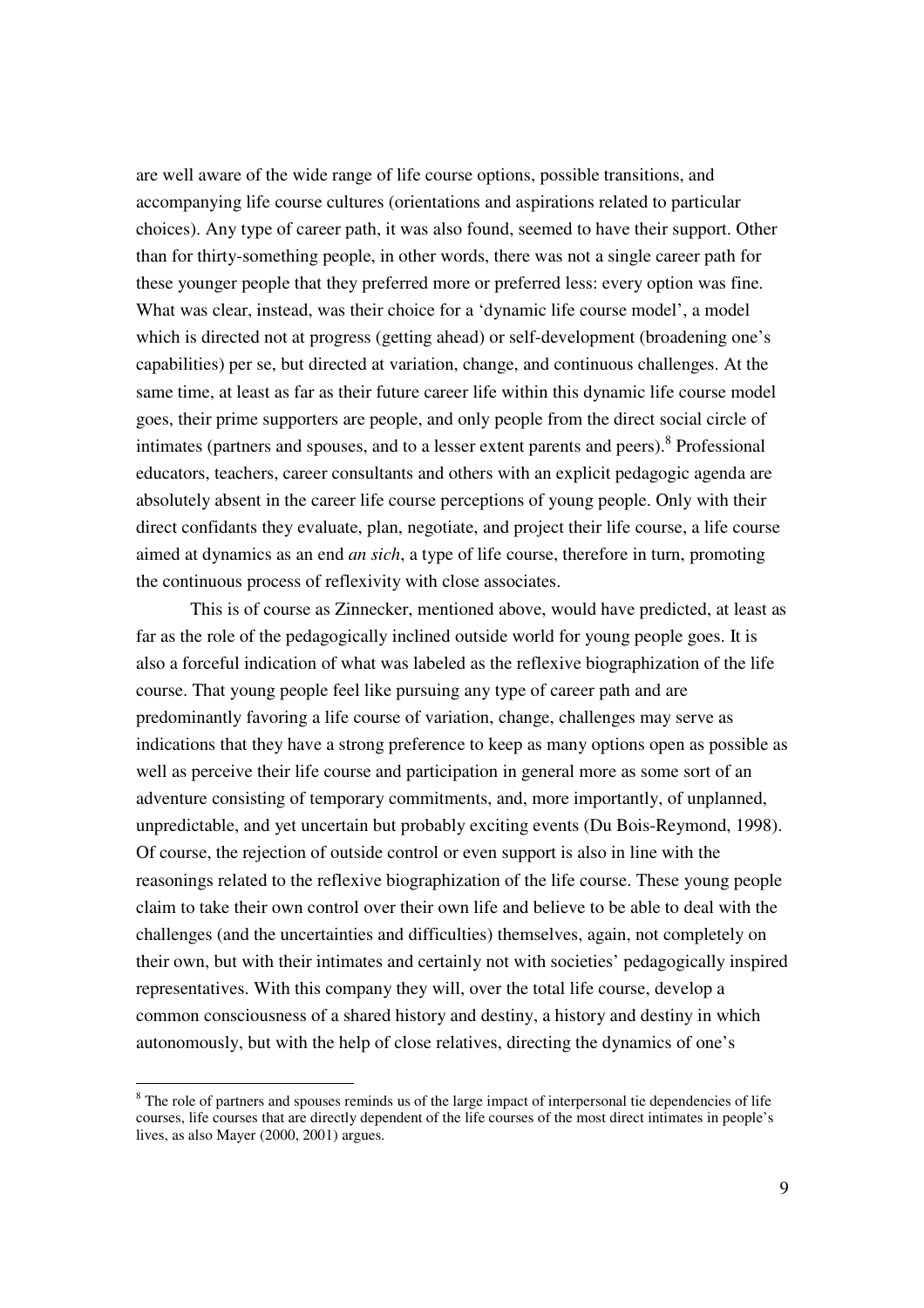are well aware of the wide range of life course options, possible transitions, and accompanying life course cultures (orientations and aspirations related to particular choices). Any type of career path, it was also found, seemed to have their support. Other than for thirty-something people, in other words, there was not a single career path for these younger people that they preferred more or preferred less: every option was fine. What was clear, instead, was their choice for a 'dynamic life course model', a model which is directed not at progress (getting ahead) or self-development (broadening one's capabilities) per se, but directed at variation, change, and continuous challenges. At the same time, at least as far as their future career life within this dynamic life course model goes, their prime supporters are people, and only people from the direct social circle of intimates (partners and spouses, and to a lesser extent parents and peers).[8] Professional educators, teachers, career consultants and others with an explicit pedagogic agenda are absolutely absent in the career life course perceptions of young people. Only with their direct confidants they evaluate, plan, negotiate, and project their life course, a life course aimed at dynamics as an end *an sich*, a type of life course, therefore in turn, promoting the continuous process of reflexivity with close associates.

This is of course as Zinnecker, mentioned above, would have predicted, at least as far as the role of the pedagogically inclined outside world for young people goes. It is also a forceful indication of what was labeled as the reflexive biographization of the life course. That young people feel like pursuing any type of career path and are predominantly favoring a life course of variation, change, challenges may serve as indications that they have a strong preference to keep as many options open as possible as well as perceive their life course and participation in general more as some sort of an adventure consisting of temporary commitments, and, more importantly, of unplanned, unpredictable, and yet uncertain but probably exciting events (Du Bois-Reymond, 1998). Of course, the rejection of outside control or even support is also in line with the reasonings related to the reflexive biographization of the life course. These young people claim to take their own control over their own life and believe to be able to deal with the challenges (and the uncertainties and difficulties) themselves, again, not completely on their own, but with their intimates and certainly not with societies' pedagogically inspired representatives. With this company they will, over the total life course, develop a common consciousness of a shared history and destiny, a history and destiny in which autonomously, but with the help of close relatives, directing the dynamics of one's

[8] The role of partners and spouses reminds us of the large impact of interpersonal tie dependencies of life courses, life courses that are directly dependent of the life courses of the most direct intimates in people's lives, as also Mayer (2000, 2001) argues.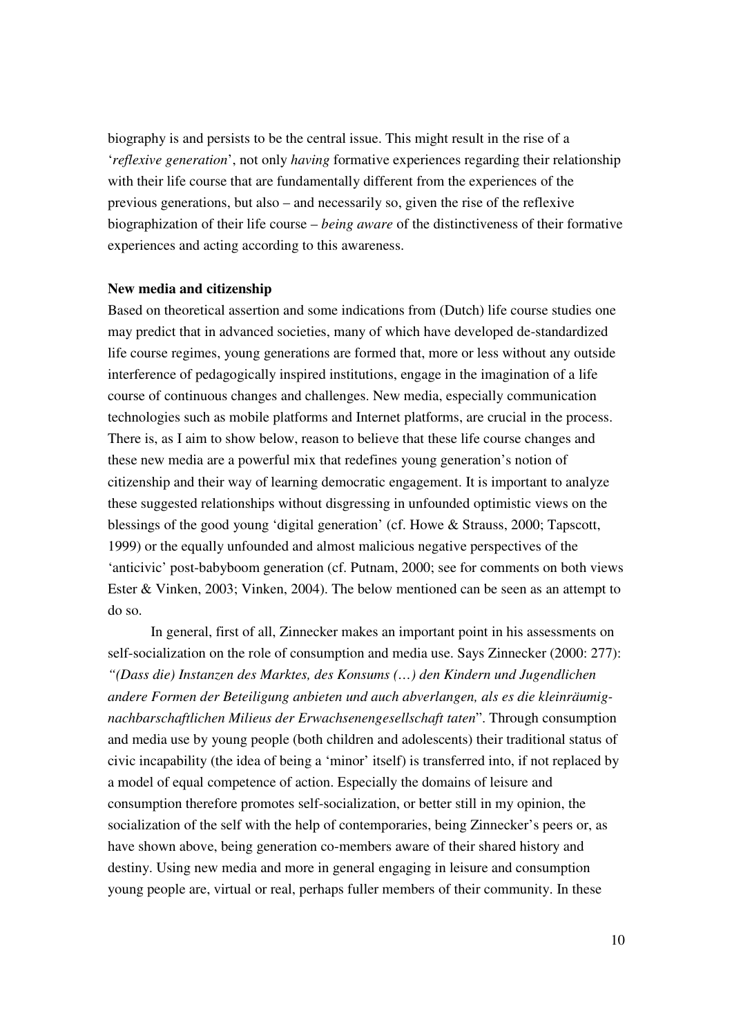biography is and persists to be the central issue. This might result in the rise of a '*reflexive generation*', not only *having* formative experiences regarding their relationship with their life course that are fundamentally different from the experiences of the previous generations, but also – and necessarily so, given the rise of the reflexive biographization of their life course – *being aware* of the distinctiveness of their formative experiences and acting according to this awareness.

**New media and citizenship**

Based on theoretical assertion and some indications from (Dutch) life course studies one may predict that in advanced societies, many of which have developed de-standardized life course regimes, young generations are formed that, more or less without any outside interference of pedagogically inspired institutions, engage in the imagination of a life course of continuous changes and challenges. New media, especially communication technologies such as mobile platforms and Internet platforms, are crucial in the process. There is, as I aim to show below, reason to believe that these life course changes and these new media are a powerful mix that redefines young generation's notion of citizenship and their way of learning democratic engagement. It is important to analyze these suggested relationships without disgressing in unfounded optimistic views on the blessings of the good young 'digital generation' (cf. Howe & Strauss, 2000; Tapscott, 1999) or the equally unfounded and almost malicious negative perspectives of the 'anticivic' post-babyboom generation (cf. Putnam, 2000; see for comments on both views Ester & Vinken, 2003; Vinken, 2004). The below mentioned can be seen as an attempt to do so.

In general, first of all, Zinnecker makes an important point in his assessments on self-socialization on the role of consumption and media use. Says Zinnecker (2000: 277): *"(Dass die) Instanzen des Marktes, des Konsums (…) den Kindern und Jugendlichen andere Formen der Beteiligung anbieten und auch abverlangen, als es die kleinräumig-nachbarschaftlichen Milieus der Erwachsenengesellschaft taten*". Through consumption and media use by young people (both children and adolescents) their traditional status of civic incapability (the idea of being a 'minor' itself) is transferred into, if not replaced by a model of equal competence of action. Especially the domains of leisure and consumption therefore promotes self-socialization, or better still in my opinion, the socialization of the self with the help of contemporaries, being Zinnecker's peers or, as have shown above, being generation co-members aware of their shared history and destiny. Using new media and more in general engaging in leisure and consumption young people are, virtual or real, perhaps fuller members of their community. In these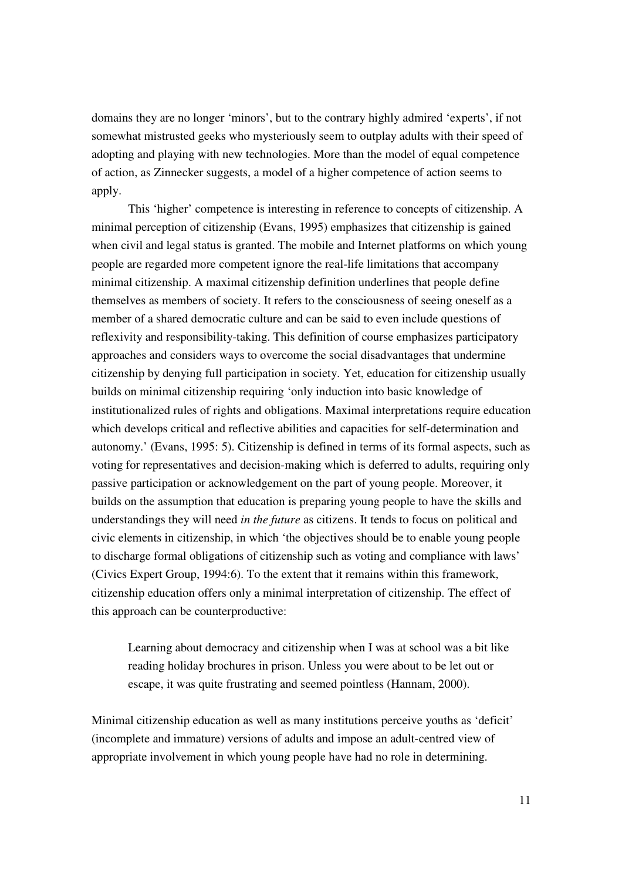domains they are no longer 'minors', but to the contrary highly admired 'experts', if not somewhat mistrusted geeks who mysteriously seem to outplay adults with their speed of adopting and playing with new technologies. More than the model of equal competence of action, as Zinnecker suggests, a model of a higher competence of action seems to apply.

This 'higher' competence is interesting in reference to concepts of citizenship. A minimal perception of citizenship (Evans, 1995) emphasizes that citizenship is gained when civil and legal status is granted. The mobile and Internet platforms on which young people are regarded more competent ignore the real-life limitations that accompany minimal citizenship. A maximal citizenship definition underlines that people define themselves as members of society. It refers to the consciousness of seeing oneself as a member of a shared democratic culture and can be said to even include questions of reflexivity and responsibility-taking. This definition of course emphasizes participatory approaches and considers ways to overcome the social disadvantages that undermine citizenship by denying full participation in society. Yet, education for citizenship usually builds on minimal citizenship requiring 'only induction into basic knowledge of institutionalized rules of rights and obligations. Maximal interpretations require education which develops critical and reflective abilities and capacities for self-determination and autonomy.' (Evans, 1995: 5). Citizenship is defined in terms of its formal aspects, such as voting for representatives and decision-making which is deferred to adults, requiring only passive participation or acknowledgement on the part of young people. Moreover, it builds on the assumption that education is preparing young people to have the skills and understandings they will need *in the future* as citizens. It tends to focus on political and civic elements in citizenship, in which 'the objectives should be to enable young people to discharge formal obligations of citizenship such as voting and compliance with laws' (Civics Expert Group, 1994:6). To the extent that it remains within this framework, citizenship education offers only a minimal interpretation of citizenship. The effect of this approach can be counterproductive:

> Learning about democracy and citizenship when I was at school was a bit like reading holiday brochures in prison. Unless you were about to be let out or escape, it was quite frustrating and seemed pointless (Hannam, 2000).

Minimal citizenship education as well as many institutions perceive youths as 'deficit' (incomplete and immature) versions of adults and impose an adult-centred view of appropriate involvement in which young people have had no role in determining.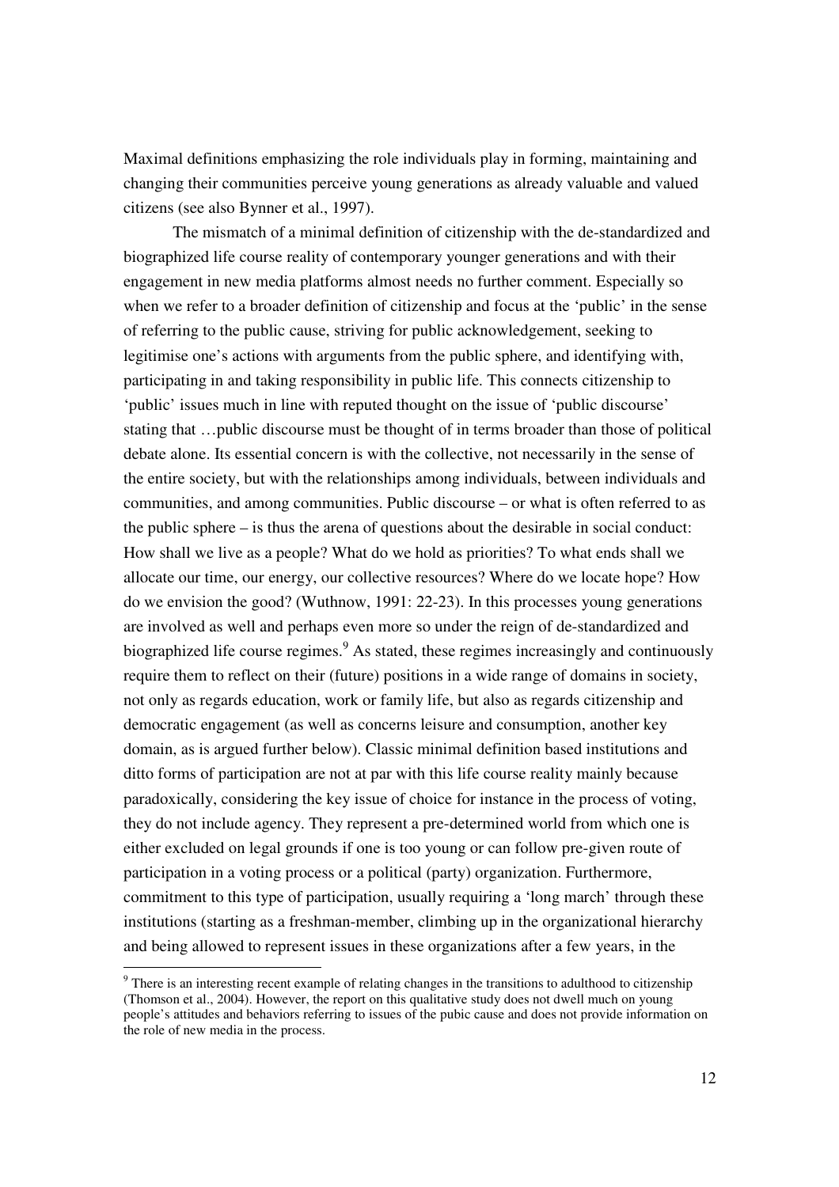Maximal definitions emphasizing the role individuals play in forming, maintaining and changing their communities perceive young generations as already valuable and valued citizens (see also Bynner et al., 1997).

The mismatch of a minimal definition of citizenship with the de-standardized and biographized life course reality of contemporary younger generations and with their engagement in new media platforms almost needs no further comment. Especially so when we refer to a broader definition of citizenship and focus at the 'public' in the sense of referring to the public cause, striving for public acknowledgement, seeking to legitimise one's actions with arguments from the public sphere, and identifying with, participating in and taking responsibility in public life. This connects citizenship to 'public' issues much in line with reputed thought on the issue of 'public discourse' stating that …public discourse must be thought of in terms broader than those of political debate alone. Its essential concern is with the collective, not necessarily in the sense of the entire society, but with the relationships among individuals, between individuals and communities, and among communities. Public discourse – or what is often referred to as the public sphere – is thus the arena of questions about the desirable in social conduct: How shall we live as a people? What do we hold as priorities? To what ends shall we allocate our time, our energy, our collective resources? Where do we locate hope? How do we envision the good? (Wuthnow, 1991: 22-23). In this processes young generations are involved as well and perhaps even more so under the reign of de-standardized and biographized life course regimes.[9] As stated, these regimes increasingly and continuously require them to reflect on their (future) positions in a wide range of domains in society, not only as regards education, work or family life, but also as regards citizenship and democratic engagement (as well as concerns leisure and consumption, another key domain, as is argued further below). Classic minimal definition based institutions and ditto forms of participation are not at par with this life course reality mainly because paradoxically, considering the key issue of choice for instance in the process of voting, they do not include agency. They represent a pre-determined world from which one is either excluded on legal grounds if one is too young or can follow pre-given route of participation in a voting process or a political (party) organization. Furthermore, commitment to this type of participation, usually requiring a 'long march' through these institutions (starting as a freshman-member, climbing up in the organizational hierarchy and being allowed to represent issues in these organizations after a few years, in the

[9] There is an interesting recent example of relating changes in the transitions to adulthood to citizenship (Thomson et al., 2004). However, the report on this qualitative study does not dwell much on young people's attitudes and behaviors referring to issues of the pubic cause and does not provide information on the role of new media in the process.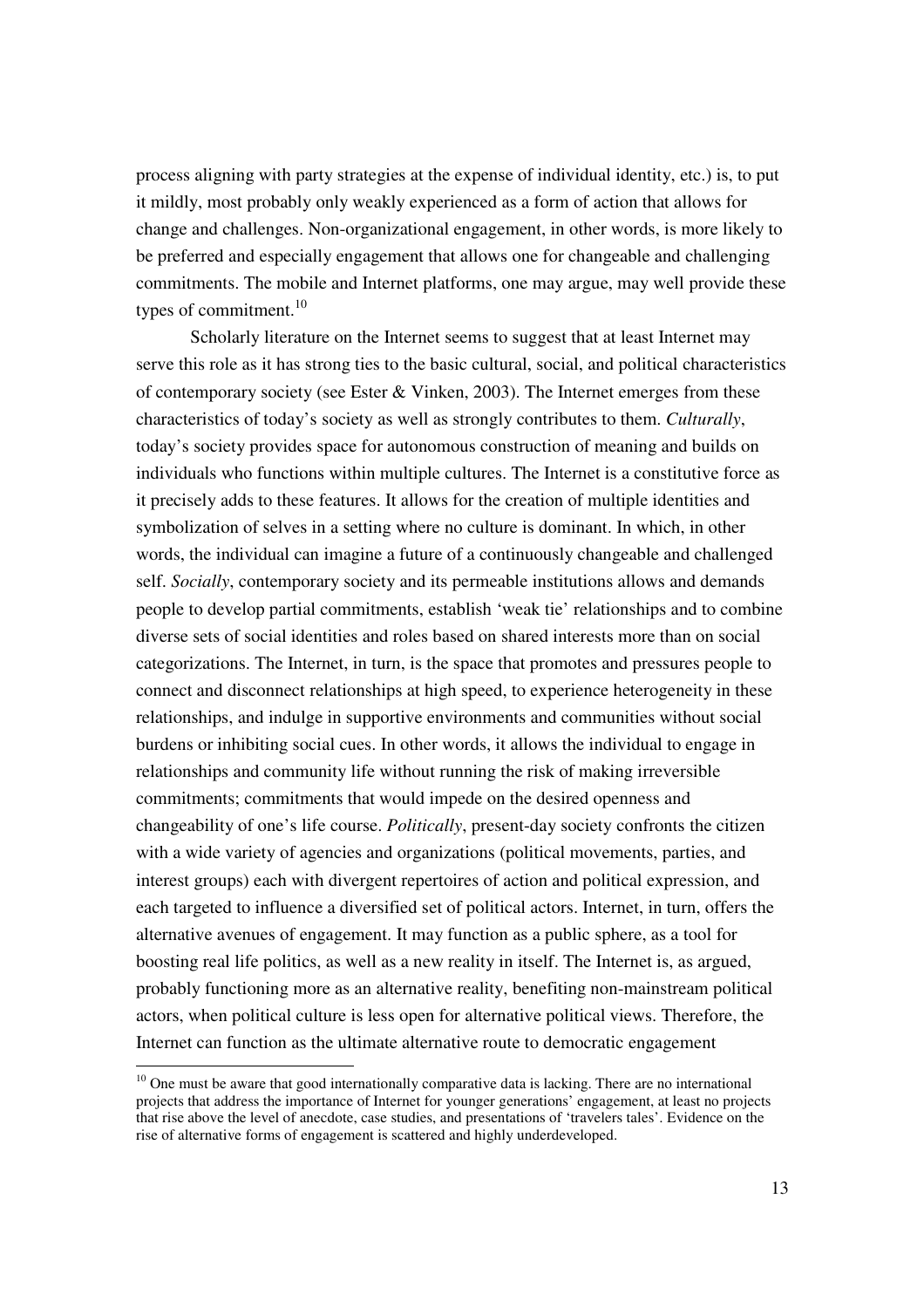process aligning with party strategies at the expense of individual identity, etc.) is, to put it mildly, most probably only weakly experienced as a form of action that allows for change and challenges. Non-organizational engagement, in other words, is more likely to be preferred and especially engagement that allows one for changeable and challenging commitments. The mobile and Internet platforms, one may argue, may well provide these types of commitment.[10]

Scholarly literature on the Internet seems to suggest that at least Internet may serve this role as it has strong ties to the basic cultural, social, and political characteristics of contemporary society (see Ester & Vinken, 2003). The Internet emerges from these characteristics of today's society as well as strongly contributes to them. *Culturally*, today's society provides space for autonomous construction of meaning and builds on individuals who functions within multiple cultures. The Internet is a constitutive force as it precisely adds to these features. It allows for the creation of multiple identities and symbolization of selves in a setting where no culture is dominant. In which, in other words, the individual can imagine a future of a continuously changeable and challenged self. *Socially*, contemporary society and its permeable institutions allows and demands people to develop partial commitments, establish 'weak tie' relationships and to combine diverse sets of social identities and roles based on shared interests more than on social categorizations. The Internet, in turn, is the space that promotes and pressures people to connect and disconnect relationships at high speed, to experience heterogeneity in these relationships, and indulge in supportive environments and communities without social burdens or inhibiting social cues. In other words, it allows the individual to engage in relationships and community life without running the risk of making irreversible commitments; commitments that would impede on the desired openness and changeability of one's life course. *Politically*, present-day society confronts the citizen with a wide variety of agencies and organizations (political movements, parties, and interest groups) each with divergent repertoires of action and political expression, and each targeted to influence a diversified set of political actors. Internet, in turn, offers the alternative avenues of engagement. It may function as a public sphere, as a tool for boosting real life politics, as well as a new reality in itself. The Internet is, as argued, probably functioning more as an alternative reality, benefiting non-mainstream political actors, when political culture is less open for alternative political views. Therefore, the Internet can function as the ultimate alternative route to democratic engagement

[10] One must be aware that good internationally comparative data is lacking. There are no international projects that address the importance of Internet for younger generations' engagement, at least no projects that rise above the level of anecdote, case studies, and presentations of 'travelers tales'. Evidence on the rise of alternative forms of engagement is scattered and highly underdeveloped.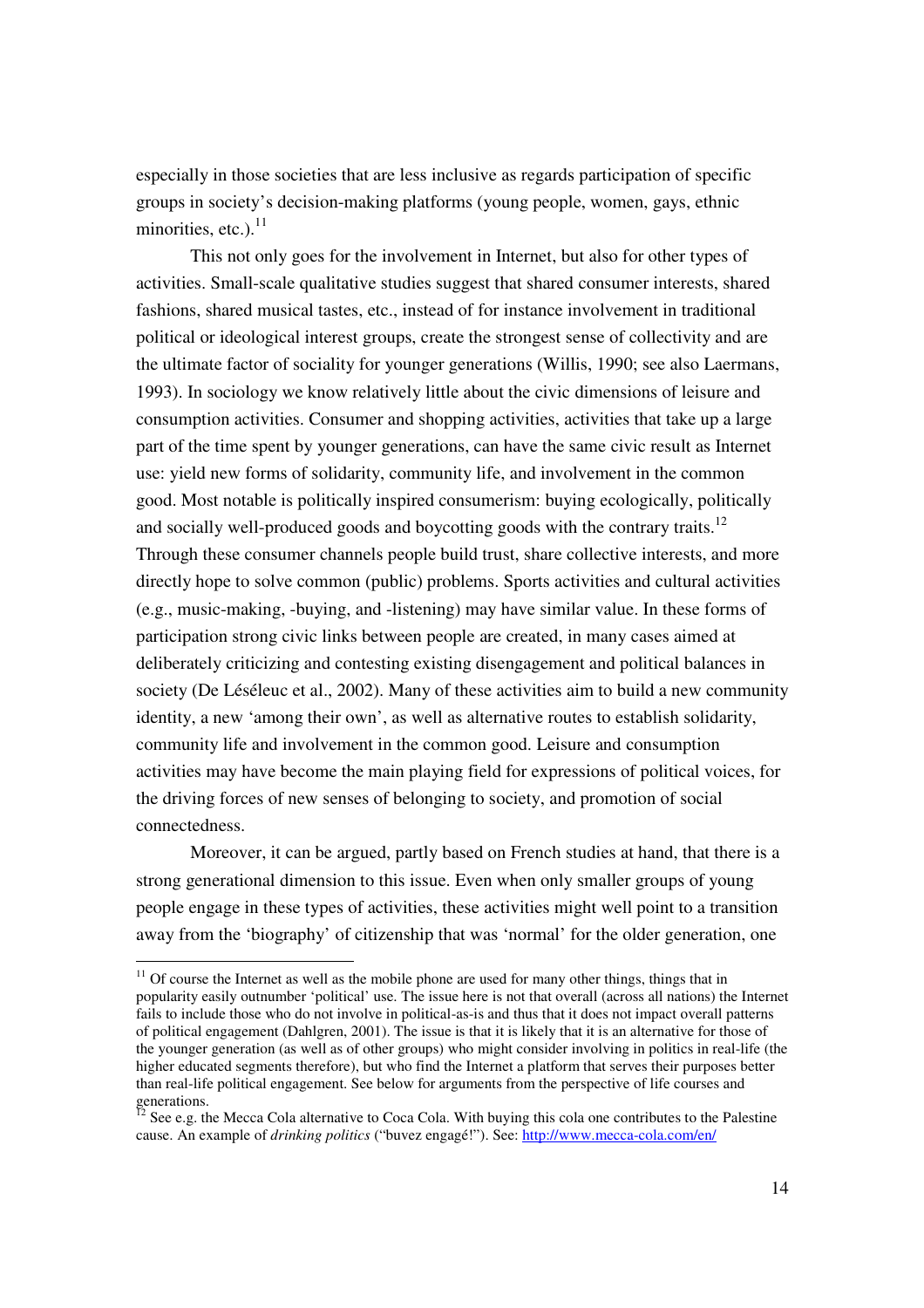especially in those societies that are less inclusive as regards participation of specific groups in society's decision-making platforms (young people, women, gays, ethnic minorities, etc.).[11]

This not only goes for the involvement in Internet, but also for other types of activities. Small-scale qualitative studies suggest that shared consumer interests, shared fashions, shared musical tastes, etc., instead of for instance involvement in traditional political or ideological interest groups, create the strongest sense of collectivity and are the ultimate factor of sociality for younger generations (Willis, 1990; see also Laermans, 1993). In sociology we know relatively little about the civic dimensions of leisure and consumption activities. Consumer and shopping activities, activities that take up a large part of the time spent by younger generations, can have the same civic result as Internet use: yield new forms of solidarity, community life, and involvement in the common good. Most notable is politically inspired consumerism: buying ecologically, politically and socially well-produced goods and boycotting goods with the contrary traits.[12] Through these consumer channels people build trust, share collective interests, and more directly hope to solve common (public) problems. Sports activities and cultural activities (e.g., music-making, -buying, and -listening) may have similar value. In these forms of participation strong civic links between people are created, in many cases aimed at deliberately criticizing and contesting existing disengagement and political balances in society (De Léséleuc et al., 2002). Many of these activities aim to build a new community identity, a new 'among their own', as well as alternative routes to establish solidarity, community life and involvement in the common good. Leisure and consumption activities may have become the main playing field for expressions of political voices, for the driving forces of new senses of belonging to society, and promotion of social connectedness.

Moreover, it can be argued, partly based on French studies at hand, that there is a strong generational dimension to this issue. Even when only smaller groups of young people engage in these types of activities, these activities might well point to a transition away from the 'biography' of citizenship that was 'normal' for the older generation, one

---

[11] Of course the Internet as well as the mobile phone are used for many other things, things that in popularity easily outnumber 'political' use. The issue here is not that overall (across all nations) the Internet fails to include those who do not involve in political-as-is and thus that it does not impact overall patterns of political engagement (Dahlgren, 2001). The issue is that it is likely that it is an alternative for those of the younger generation (as well as of other groups) who might consider involving in politics in real-life (the higher educated segments therefore), but who find the Internet a platform that serves their purposes better than real-life political engagement. See below for arguments from the perspective of life courses and generations.

[12] See e.g. the Mecca Cola alternative to Coca Cola. With buying this cola one contributes to the Palestine cause. An example of *drinking politics* ("buvez engagé!"). See: http://www.mecca-cola.com/en/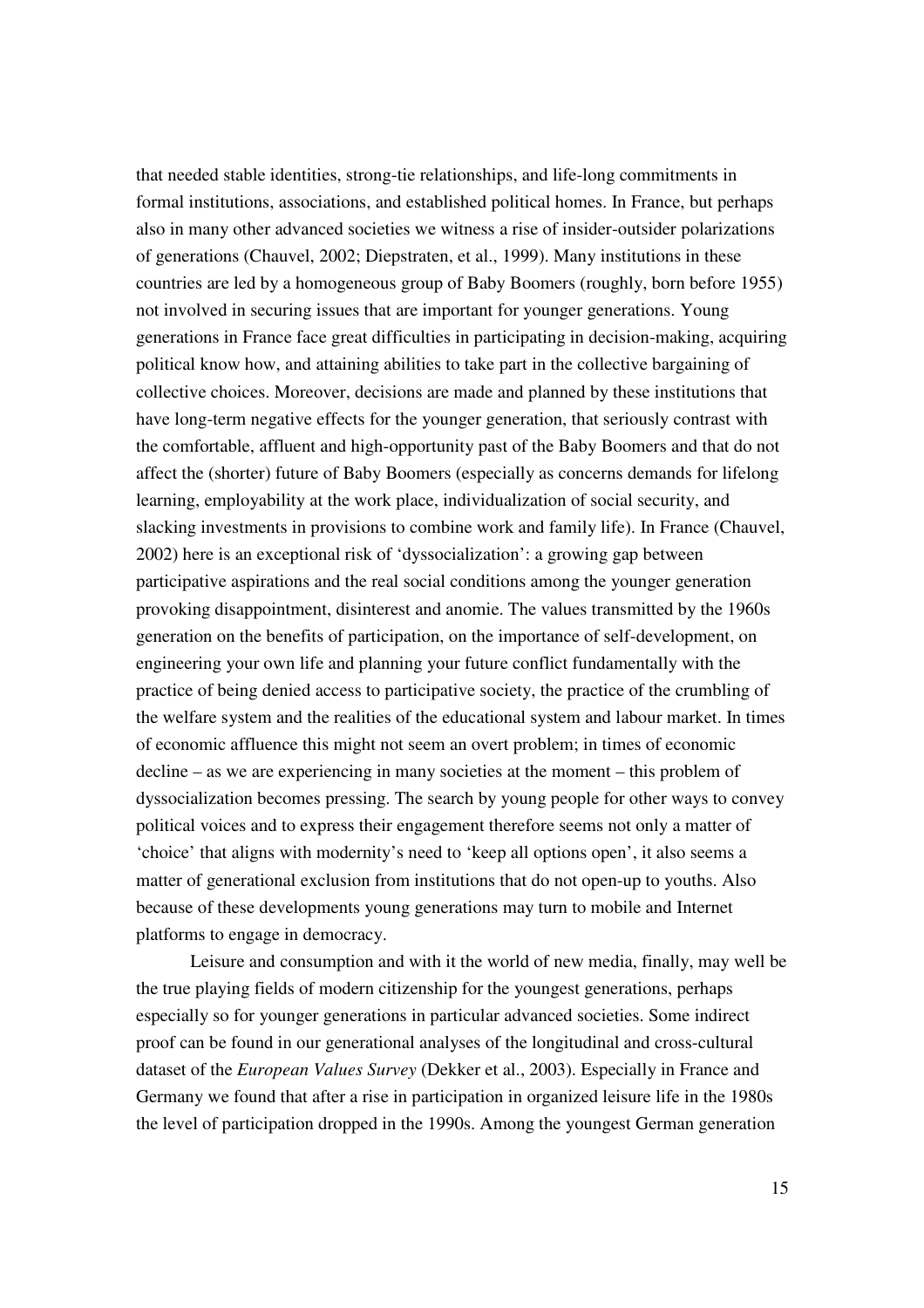that needed stable identities, strong-tie relationships, and life-long commitments in formal institutions, associations, and established political homes. In France, but perhaps also in many other advanced societies we witness a rise of insider-outsider polarizations of generations (Chauvel, 2002; Diepstraten, et al., 1999). Many institutions in these countries are led by a homogeneous group of Baby Boomers (roughly, born before 1955) not involved in securing issues that are important for younger generations. Young generations in France face great difficulties in participating in decision-making, acquiring political know how, and attaining abilities to take part in the collective bargaining of collective choices. Moreover, decisions are made and planned by these institutions that have long-term negative effects for the younger generation, that seriously contrast with the comfortable, affluent and high-opportunity past of the Baby Boomers and that do not affect the (shorter) future of Baby Boomers (especially as concerns demands for lifelong learning, employability at the work place, individualization of social security, and slacking investments in provisions to combine work and family life). In France (Chauvel, 2002) here is an exceptional risk of 'dyssocialization': a growing gap between participative aspirations and the real social conditions among the younger generation provoking disappointment, disinterest and anomie. The values transmitted by the 1960s generation on the benefits of participation, on the importance of self-development, on engineering your own life and planning your future conflict fundamentally with the practice of being denied access to participative society, the practice of the crumbling of the welfare system and the realities of the educational system and labour market. In times of economic affluence this might not seem an overt problem; in times of economic decline – as we are experiencing in many societies at the moment – this problem of dyssocialization becomes pressing. The search by young people for other ways to convey political voices and to express their engagement therefore seems not only a matter of 'choice' that aligns with modernity's need to 'keep all options open', it also seems a matter of generational exclusion from institutions that do not open-up to youths. Also because of these developments young generations may turn to mobile and Internet platforms to engage in democracy.

Leisure and consumption and with it the world of new media, finally, may well be the true playing fields of modern citizenship for the youngest generations, perhaps especially so for younger generations in particular advanced societies. Some indirect proof can be found in our generational analyses of the longitudinal and cross-cultural dataset of the *European Values Survey* (Dekker et al., 2003). Especially in France and Germany we found that after a rise in participation in organized leisure life in the 1980s the level of participation dropped in the 1990s. Among the youngest German generation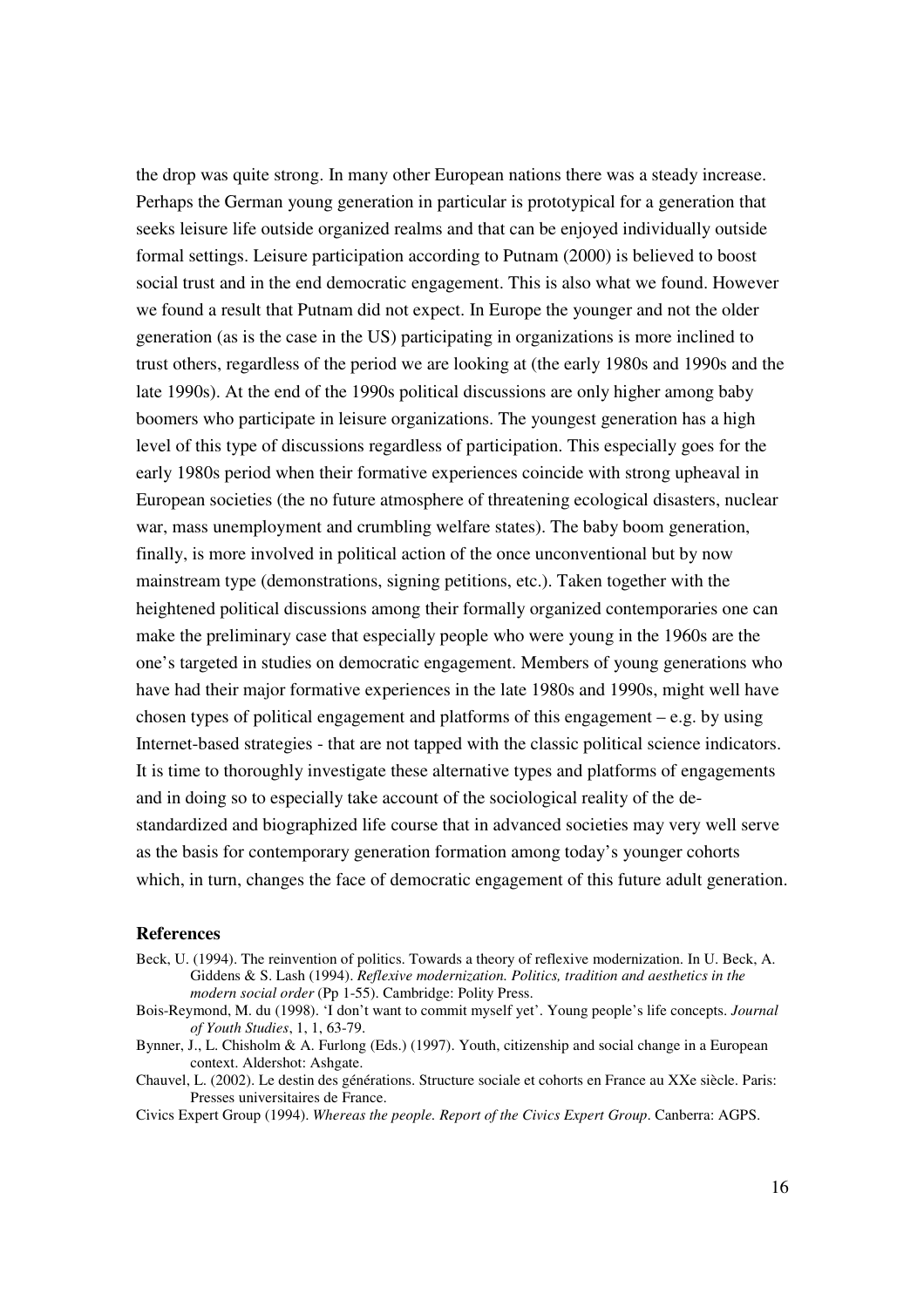the drop was quite strong. In many other European nations there was a steady increase. Perhaps the German young generation in particular is prototypical for a generation that seeks leisure life outside organized realms and that can be enjoyed individually outside formal settings. Leisure participation according to Putnam (2000) is believed to boost social trust and in the end democratic engagement. This is also what we found. However we found a result that Putnam did not expect. In Europe the younger and not the older generation (as is the case in the US) participating in organizations is more inclined to trust others, regardless of the period we are looking at (the early 1980s and 1990s and the late 1990s). At the end of the 1990s political discussions are only higher among baby boomers who participate in leisure organizations. The youngest generation has a high level of this type of discussions regardless of participation. This especially goes for the early 1980s period when their formative experiences coincide with strong upheaval in European societies (the no future atmosphere of threatening ecological disasters, nuclear war, mass unemployment and crumbling welfare states). The baby boom generation, finally, is more involved in political action of the once unconventional but by now mainstream type (demonstrations, signing petitions, etc.). Taken together with the heightened political discussions among their formally organized contemporaries one can make the preliminary case that especially people who were young in the 1960s are the one's targeted in studies on democratic engagement. Members of young generations who have had their major formative experiences in the late 1980s and 1990s, might well have chosen types of political engagement and platforms of this engagement – e.g. by using Internet-based strategies - that are not tapped with the classic political science indicators. It is time to thoroughly investigate these alternative types and platforms of engagements and in doing so to especially take account of the sociological reality of the de-standardized and biographized life course that in advanced societies may very well serve as the basis for contemporary generation formation among today's younger cohorts which, in turn, changes the face of democratic engagement of this future adult generation.

## References

Beck, U. (1994). The reinvention of politics. Towards a theory of reflexive modernization. In U. Beck, A. Giddens & S. Lash (1994). *Reflexive modernization. Politics, tradition and aesthetics in the modern social order* (Pp 1-55). Cambridge: Polity Press.

Bois-Reymond, M. du (1998). 'I don't want to commit myself yet'. Young people's life concepts. *Journal of Youth Studies*, 1, 1, 63-79.

Bynner, J., L. Chisholm & A. Furlong (Eds.) (1997). Youth, citizenship and social change in a European context. Aldershot: Ashgate.

Chauvel, L. (2002). Le destin des générations. Structure sociale et cohorts en France au XXe siècle. Paris: Presses universitaires de France.

Civics Expert Group (1994). *Whereas the people. Report of the Civics Expert Group*. Canberra: AGPS.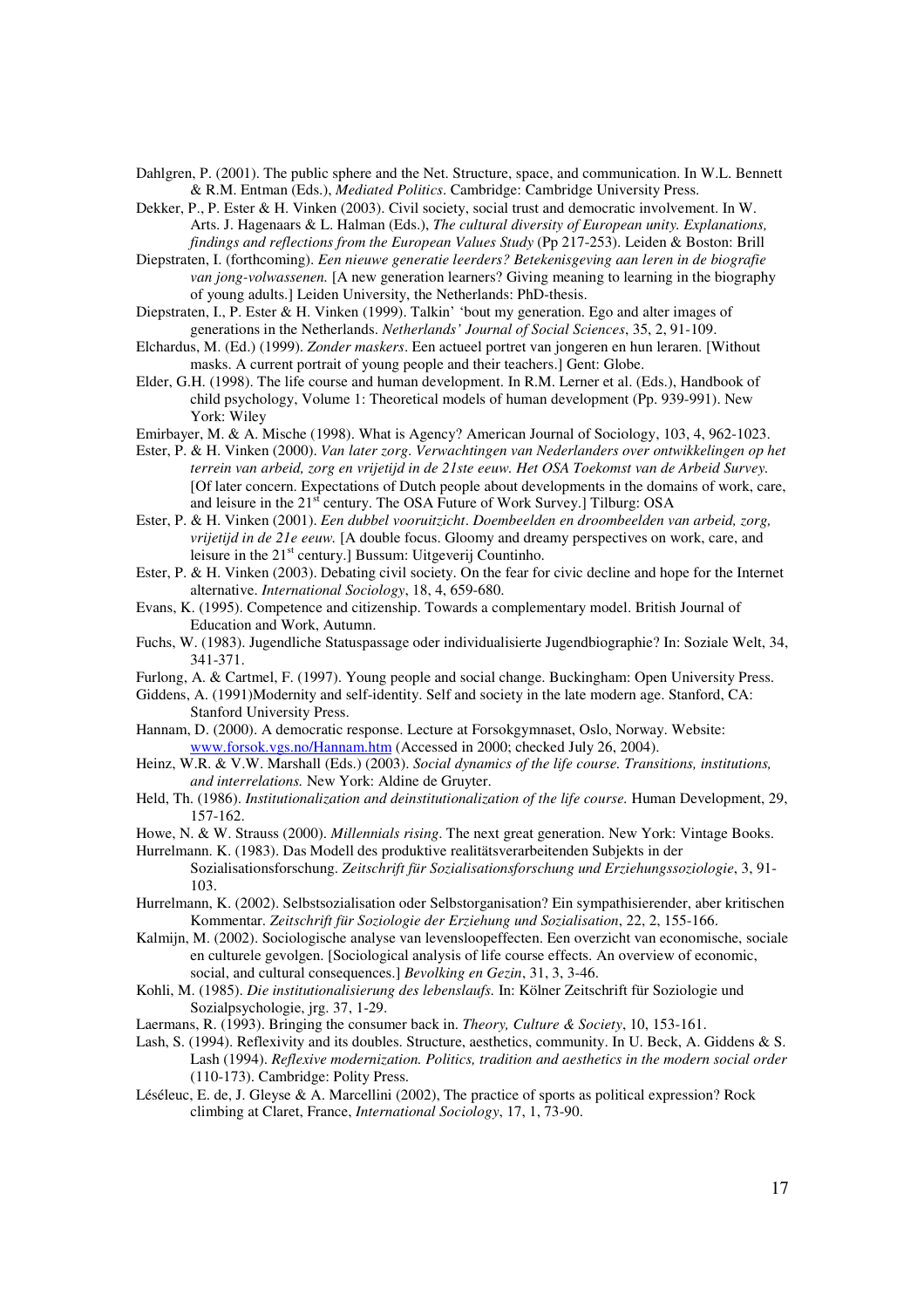Dahlgren, P. (2001). The public sphere and the Net. Structure, space, and communication. In W.L. Bennett & R.M. Entman (Eds.), *Mediated Politics*. Cambridge: Cambridge University Press.

Dekker, P., P. Ester & H. Vinken (2003). Civil society, social trust and democratic involvement. In W. Arts. J. Hagenaars & L. Halman (Eds.), *The cultural diversity of European unity. Explanations, findings and reflections from the European Values Study* (Pp 217-253). Leiden & Boston: Brill

Diepstraten, I. (forthcoming). *Een nieuwe generatie leerders? Betekenisgeving aan leren in de biografie van jong-volwassenen.* [A new generation learners? Giving meaning to learning in the biography of young adults.] Leiden University, the Netherlands: PhD-thesis.

Diepstraten, I., P. Ester & H. Vinken (1999). Talkin' 'bout my generation. Ego and alter images of generations in the Netherlands. *Netherlands' Journal of Social Sciences*, 35, 2, 91-109.

Elchardus, M. (Ed.) (1999). *Zonder maskers*. Een actueel portret van jongeren en hun leraren. [Without masks. A current portrait of young people and their teachers.] Gent: Globe.

Elder, G.H. (1998). The life course and human development. In R.M. Lerner et al. (Eds.), Handbook of child psychology, Volume 1: Theoretical models of human development (Pp. 939-991). New York: Wiley

Emirbayer, M. & A. Mische (1998). What is Agency? American Journal of Sociology, 103, 4, 962-1023.

Ester, P. & H. Vinken (2000). *Van later zorg. Verwachtingen van Nederlanders over ontwikkelingen op het terrein van arbeid, zorg en vrijetijd in de 21ste eeuw. Het OSA Toekomst van de Arbeid Survey.* [Of later concern. Expectations of Dutch people about developments in the domains of work, care, and leisure in the 21st century. The OSA Future of Work Survey.] Tilburg: OSA

Ester, P. & H. Vinken (2001). *Een dubbel vooruitzicht. Doembeelden en droombeelden van arbeid, zorg, vrijetijd in de 21e eeuw.* [A double focus. Gloomy and dreamy perspectives on work, care, and leisure in the 21st century.] Bussum: Uitgeverij Countinho.

Ester, P. & H. Vinken (2003). Debating civil society. On the fear for civic decline and hope for the Internet alternative. *International Sociology*, 18, 4, 659-680.

Evans, K. (1995). Competence and citizenship. Towards a complementary model. British Journal of Education and Work, Autumn.

Fuchs, W. (1983). Jugendliche Statuspassage oder individualisierte Jugendbiographie? In: Soziale Welt, 34, 341-371.

Furlong, A. & Cartmel, F. (1997). Young people and social change. Buckingham: Open University Press.

Giddens, A. (1991)Modernity and self-identity. Self and society in the late modern age. Stanford, CA: Stanford University Press.

Hannam, D. (2000). A democratic response. Lecture at Forsokgymnaset, Oslo, Norway. Website: www.forsok.vgs.no/Hannam.htm (Accessed in 2000; checked July 26, 2004).

Heinz, W.R. & V.W. Marshall (Eds.) (2003). *Social dynamics of the life course. Transitions, institutions, and interrelations.* New York: Aldine de Gruyter.

Held, Th. (1986). *Institutionalization and deinstitutionalization of the life course.* Human Development, 29, 157-162.

Howe, N. & W. Strauss (2000). *Millennials rising*. The next great generation. New York: Vintage Books.

Hurrelmann. K. (1983). Das Modell des produktive realitätsverarbeitenden Subjekts in der Sozialisationsforschung. *Zeitschrift für Sozialisationsforschung und Erziehungssoziologie*, 3, 91-103.

Hurrelmann, K. (2002). Selbstsozialisation oder Selbstorganisation? Ein sympathisierender, aber kritischen Kommentar. *Zeitschrift für Soziologie der Erziehung und Sozialisation*, 22, 2, 155-166.

Kalmijn, M. (2002). Sociologische analyse van levensloopeffecten. Een overzicht van economische, sociale en culturele gevolgen. [Sociological analysis of life course effects. An overview of economic, social, and cultural consequences.] *Bevolking en Gezin*, 31, 3, 3-46.

Kohli, M. (1985). *Die institutionalisierung des lebenslaufs.* In: Kölner Zeitschrift für Soziologie und Sozialpsychologie, jrg. 37, 1-29.

Laermans, R. (1993). Bringing the consumer back in. *Theory, Culture & Society*, 10, 153-161.

Lash, S. (1994). Reflexivity and its doubles. Structure, aesthetics, community. In U. Beck, A. Giddens & S. Lash (1994). *Reflexive modernization. Politics, tradition and aesthetics in the modern social order* (110-173). Cambridge: Polity Press.

Léséleuc, E. de, J. Gleyse & A. Marcellini (2002), The practice of sports as political expression? Rock climbing at Claret, France, *International Sociology*, 17, 1, 73-90.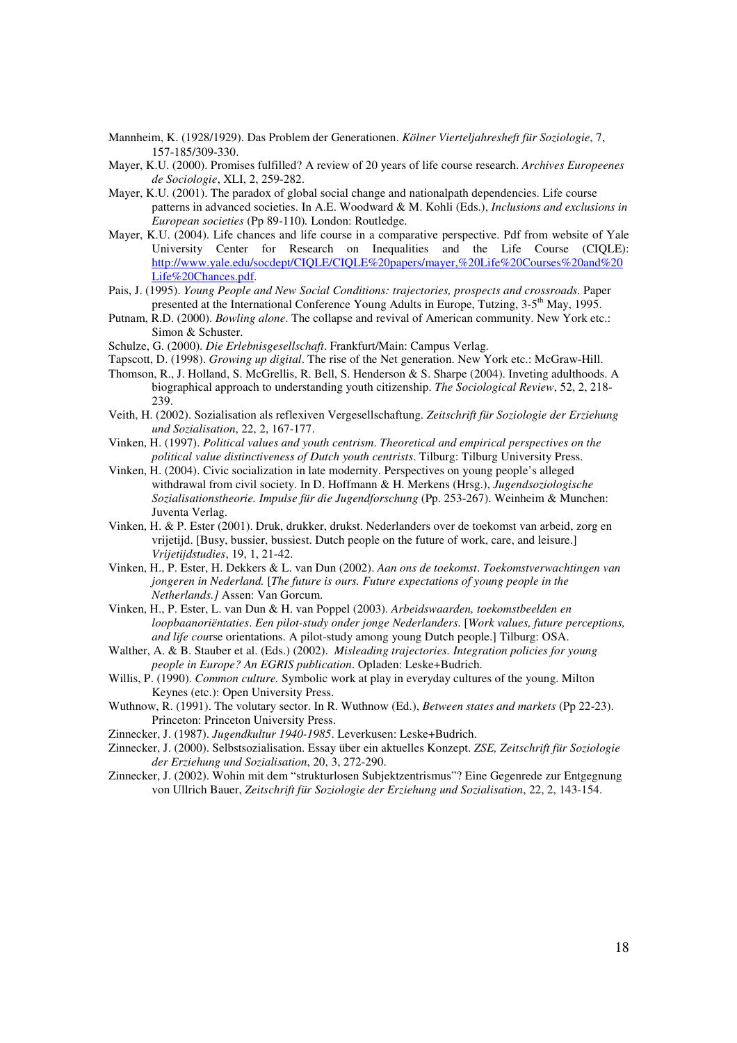Mannheim, K. (1928/1929). Das Problem der Generationen. *Kölner Vierteljahresheft für Soziologie*, 7, 157-185/309-330.

Mayer, K.U. (2000). Promises fulfilled? A review of 20 years of life course research. *Archives Europeenes de Sociologie*, XLI, 2, 259-282.

Mayer, K.U. (2001). The paradox of global social change and nationalpath dependencies. Life course patterns in advanced societies. In A.E. Woodward & M. Kohli (Eds.), *Inclusions and exclusions in European societies* (Pp 89-110). London: Routledge.

Mayer, K.U. (2004). Life chances and life course in a comparative perspective. Pdf from website of Yale University Center for Research on Inequalities and the Life Course (CIQLE): http://www.yale.edu/socdept/CIQLE/CIQLE%20papers/mayer,%20Life%20Courses%20and%20Life%20Chances.pdf.

Pais, J. (1995). *Young People and New Social Conditions: trajectories, prospects and crossroads.* Paper presented at the International Conference Young Adults in Europe, Tutzing, 3-5th May, 1995.

Putnam, R.D. (2000). *Bowling alone*. The collapse and revival of American community. New York etc.: Simon & Schuster.

Schulze, G. (2000). *Die Erlebnisgesellschaft*. Frankfurt/Main: Campus Verlag.

Tapscott, D. (1998). *Growing up digital*. The rise of the Net generation. New York etc.: McGraw-Hill.

Thomson, R., J. Holland, S. McGrellis, R. Bell, S. Henderson & S. Sharpe (2004). Inveting adulthoods. A biographical approach to understanding youth citizenship. *The Sociological Review*, 52, 2, 218-239.

Veith, H. (2002). Sozialisation als reflexiven Vergesellschaftung. *Zeitschrift für Soziologie der Erziehung und Sozialisation*, 22, 2, 167-177.

Vinken, H. (1997). *Political values and youth centrism. Theoretical and empirical perspectives on the political value distinctiveness of Dutch youth centrists*. Tilburg: Tilburg University Press.

Vinken, H. (2004). Civic socialization in late modernity. Perspectives on young people's alleged withdrawal from civil society. In D. Hoffmann & H. Merkens (Hrsg.), *Jugendsoziologische Sozialisationstheorie. Impulse für die Jugendforschung* (Pp. 253-267). Weinheim & Munchen: Juventa Verlag.

Vinken, H. & P. Ester (2001). Druk, drukker, drukst. Nederlanders over de toekomst van arbeid, zorg en vrijetijd. [Busy, bussier, bussiest. Dutch people on the future of work, care, and leisure.] *Vrijetijdstudies*, 19, 1, 21-42.

Vinken, H., P. Ester, H. Dekkers & L. van Dun (2002). *Aan ons de toekomst*. *Toekomstverwachtingen van jongeren in Nederland.* [*The future is ours. Future expectations of young people in the Netherlands.]* Assen: Van Gorcum.

Vinken, H., P. Ester, L. van Dun & H. van Poppel (2003). *Arbeidswaarden, toekomstbeelden en loopbaanoriëntaties*. *Een pilot-study onder jonge Nederlanders*. [*Work values, future perceptions, and life cour*se orientations. A pilot-study among young Dutch people.] Tilburg: OSA.

Walther, A. & B. Stauber et al. (Eds.) (2002). *Misleading trajectories. Integration policies for young people in Europe? An EGRIS publication*. Opladen: Leske+Budrich.

Willis, P. (1990). *Common culture.* Symbolic work at play in everyday cultures of the young. Milton Keynes (etc.): Open University Press.

Wuthnow, R. (1991). The volutary sector. In R. Wuthnow (Ed.), *Between states and markets* (Pp 22-23). Princeton: Princeton University Press.

Zinnecker, J. (1987). *Jugendkultur 1940-1985*. Leverkusen: Leske+Budrich.

Zinnecker, J. (2000). Selbstsozialisation. Essay über ein aktuelles Konzept. *ZSE, Zeitschrift für Soziologie der Erziehung und Sozialisation*, 20, 3, 272-290.

Zinnecker, J. (2002). Wohin mit dem "strukturlosen Subjektzentrismus"? Eine Gegenrede zur Entgegnung von Ullrich Bauer, *Zeitschrift für Soziologie der Erziehung und Sozialisation*, 22, 2, 143-154.